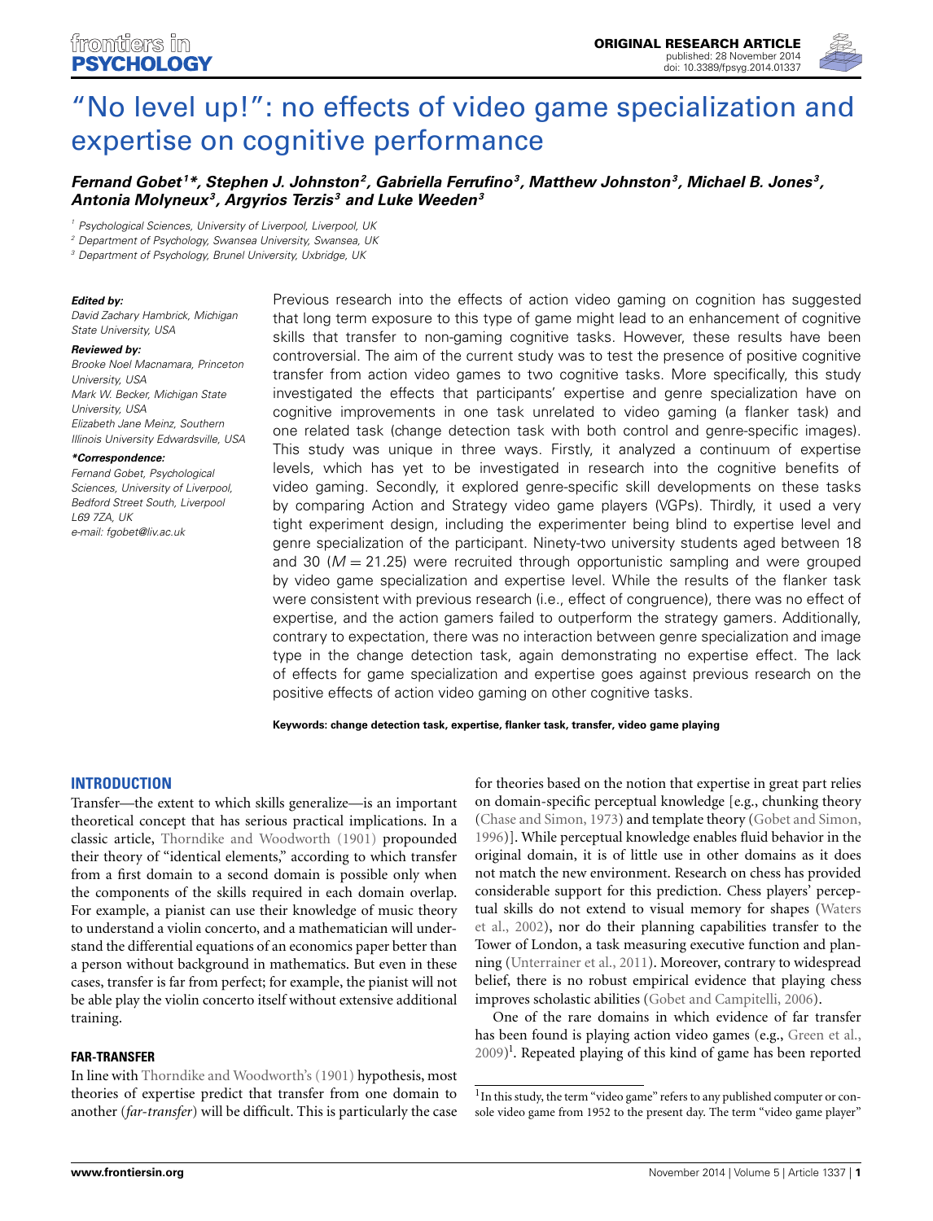# "No level up!": no effects of video game specialization and expertise on cognitive performance

**Fernand Gobet[1]*, Stephen J. Johnston[2], Gabriella Ferrufino[3], Matthew Johnston[3], Michael B. Jones[3], Antonia Molyneux[3], Argyrios Terzis[3] and Luke Weeden[3]**

[1] Psychological Sciences, University of Liverpool, Liverpool, UK
[2] Department of Psychology, Swansea University, Swansea, UK
[3] Department of Psychology, Brunel University, Uxbridge, UK

***Edited by:***
*David Zachary Hambrick, Michigan State University, USA*

***Reviewed by:***
*Brooke Noel Macnamara, Princeton University, USA*
*Mark W. Becker, Michigan State University, USA*
*Elizabeth Jane Meinz, Southern Illinois University Edwardsville, USA*

***\*Correspondence:***
*Fernand Gobet, Psychological Sciences, University of Liverpool, Bedford Street South, Liverpool L69 7ZA, UK*
*e-mail: fgobet@liv.ac.uk*

Previous research into the effects of action video gaming on cognition has suggested that long term exposure to this type of game might lead to an enhancement of cognitive skills that transfer to non-gaming cognitive tasks. However, these results have been controversial. The aim of the current study was to test the presence of positive cognitive transfer from action video games to two cognitive tasks. More specifically, this study investigated the effects that participants' expertise and genre specialization have on cognitive improvements in one task unrelated to video gaming (a flanker task) and one related task (change detection task with both control and genre-specific images). This study was unique in three ways. Firstly, it analyzed a continuum of expertise levels, which has yet to be investigated in research into the cognitive benefits of video gaming. Secondly, it explored genre-specific skill developments on these tasks by comparing Action and Strategy video game players (VGPs). Thirdly, it used a very tight experiment design, including the experimenter being blind to expertise level and genre specialization of the participant. Ninety-two university students aged between 18 and 30 ($M = 21.25$) were recruited through opportunistic sampling and were grouped by video game specialization and expertise level. While the results of the flanker task were consistent with previous research (i.e., effect of congruence), there was no effect of expertise, and the action gamers failed to outperform the strategy gamers. Additionally, contrary to expectation, there was no interaction between genre specialization and image type in the change detection task, again demonstrating no expertise effect. The lack of effects for game specialization and expertise goes against previous research on the positive effects of action video gaming on other cognitive tasks.

**Keywords: change detection task, expertise, flanker task, transfer, video game playing**

## INTRODUCTION

Transfer—the extent to which skills generalize—is an important theoretical concept that has serious practical implications. In a classic article, Thorndike and Woodworth (1901) propounded their theory of "identical elements," according to which transfer from a first domain to a second domain is possible only when the components of the skills required in each domain overlap. For example, a pianist can use their knowledge of music theory to understand a violin concerto, and a mathematician will understand the differential equations of an economics paper better than a person without background in mathematics. But even in these cases, transfer is far from perfect; for example, the pianist will not be able play the violin concerto itself without extensive additional training.

### FAR-TRANSFER

In line with Thorndike and Woodworth's (1901) hypothesis, most theories of expertise predict that transfer from one domain to another (*far-transfer*) will be difficult. This is particularly the case for theories based on the notion that expertise in great part relies on domain-specific perceptual knowledge [e.g., chunking theory (Chase and Simon, 1973) and template theory (Gobet and Simon, 1996)]. While perceptual knowledge enables fluid behavior in the original domain, it is of little use in other domains as it does not match the new environment. Research on chess has provided considerable support for this prediction. Chess players' perceptual skills do not extend to visual memory for shapes (Waters et al., 2002), nor do their planning capabilities transfer to the Tower of London, a task measuring executive function and planning (Unterrainer et al., 2011). Moreover, contrary to widespread belief, there is no robust empirical evidence that playing chess improves scholastic abilities (Gobet and Campitelli, 2006).

One of the rare domains in which evidence of far transfer has been found is playing action video games (e.g., Green et al., 2009)[1]. Repeated playing of this kind of game has been reported

[1] In this study, the term "video game" refers to any published computer or console video game from 1952 to the present day. The term "video game player"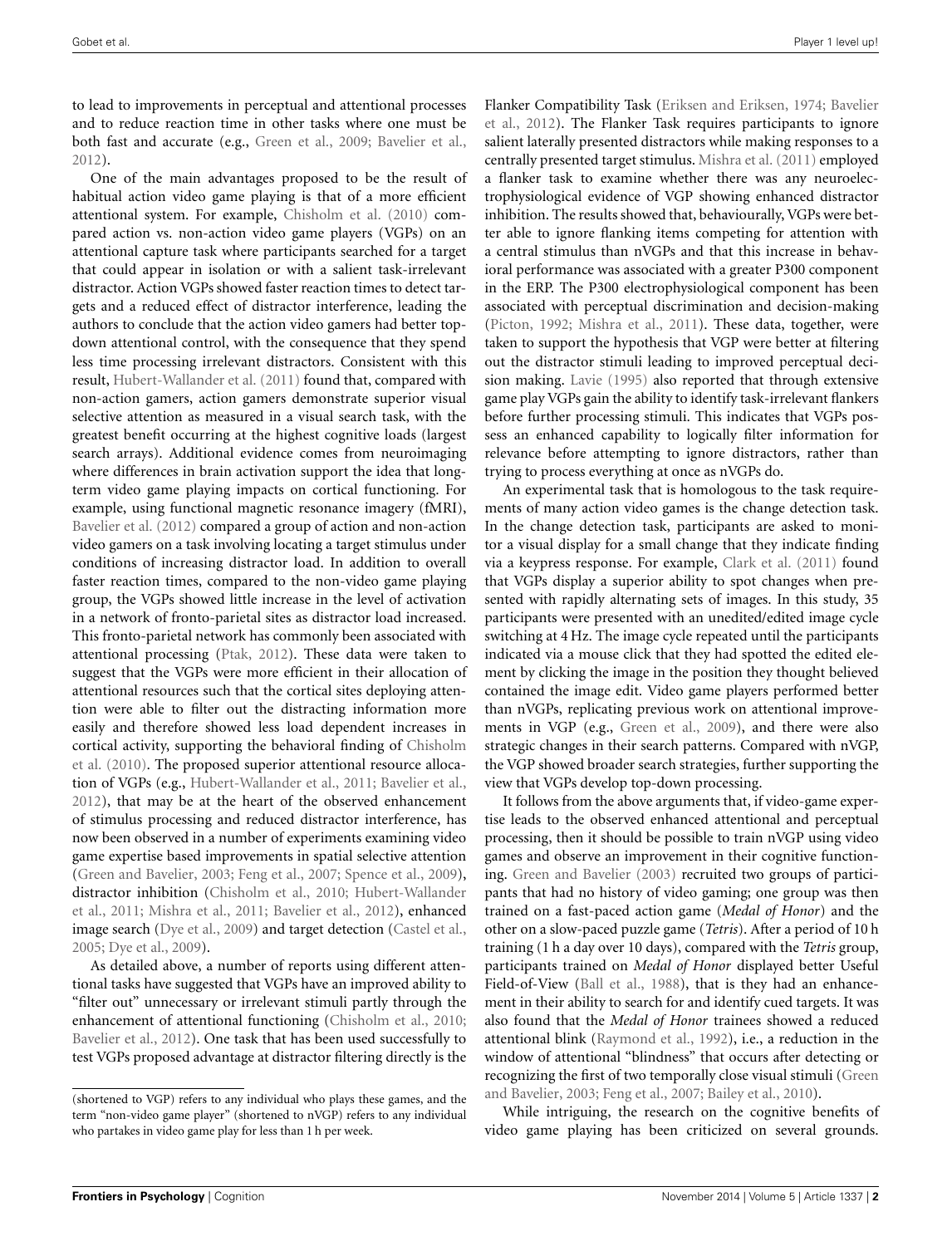to lead to improvements in perceptual and attentional processes and to reduce reaction time in other tasks where one must be both fast and accurate (e.g., Green et al., 2009; Bavelier et al., 2012).

One of the main advantages proposed to be the result of habitual action video game playing is that of a more efficient attentional system. For example, Chisholm et al. (2010) compared action vs. non-action video game players (VGPs) on an attentional capture task where participants searched for a target that could appear in isolation or with a salient task-irrelevant distractor. Action VGPs showed faster reaction times to detect targets and a reduced effect of distractor interference, leading the authors to conclude that the action video gamers had better top-down attentional control, with the consequence that they spend less time processing irrelevant distractors. Consistent with this result, Hubert-Wallander et al. (2011) found that, compared with non-action gamers, action gamers demonstrate superior visual selective attention as measured in a visual search task, with the greatest benefit occurring at the highest cognitive loads (largest search arrays). Additional evidence comes from neuroimaging where differences in brain activation support the idea that long-term video game playing impacts on cortical functioning. For example, using functional magnetic resonance imagery (fMRI), Bavelier et al. (2012) compared a group of action and non-action video gamers on a task involving locating a target stimulus under conditions of increasing distractor load. In addition to overall faster reaction times, compared to the non-video game playing group, the VGPs showed little increase in the level of activation in a network of fronto-parietal sites as distractor load increased. This fronto-parietal network has commonly been associated with attentional processing (Ptak, 2012). These data were taken to suggest that the VGPs were more efficient in their allocation of attentional resources such that the cortical sites deploying attention were able to filter out the distracting information more easily and therefore showed less load dependent increases in cortical activity, supporting the behavioral finding of Chisholm et al. (2010). The proposed superior attentional resource allocation of VGPs (e.g., Hubert-Wallander et al., 2011; Bavelier et al., 2012), that may be at the heart of the observed enhancement of stimulus processing and reduced distractor interference, has now been observed in a number of experiments examining video game expertise based improvements in spatial selective attention (Green and Bavelier, 2003; Feng et al., 2007; Spence et al., 2009), distractor inhibition (Chisholm et al., 2010; Hubert-Wallander et al., 2011; Mishra et al., 2011; Bavelier et al., 2012), enhanced image search (Dye et al., 2009) and target detection (Castel et al., 2005; Dye et al., 2009).

As detailed above, a number of reports using different attentional tasks have suggested that VGPs have an improved ability to "filter out" unnecessary or irrelevant stimuli partly through the enhancement of attentional functioning (Chisholm et al., 2010; Bavelier et al., 2012). One task that has been used successfully to test VGPs proposed advantage at distractor filtering directly is the Flanker Compatibility Task (Eriksen and Eriksen, 1974; Bavelier et al., 2012). The Flanker Task requires participants to ignore salient laterally presented distractors while making responses to a centrally presented target stimulus. Mishra et al. (2011) employed a flanker task to examine whether there was any neuroelectrophysiological evidence of VGP showing enhanced distractor inhibition. The results showed that, behaviourally, VGPs were better able to ignore flanking items competing for attention with a central stimulus than nVGPs and that this increase in behavioral performance was associated with a greater P300 component in the ERP. The P300 electrophysiological component has been associated with perceptual discrimination and decision-making (Picton, 1992; Mishra et al., 2011). These data, together, were taken to support the hypothesis that VGP were better at filtering out the distractor stimuli leading to improved perceptual decision making. Lavie (1995) also reported that through extensive game play VGPs gain the ability to identify task-irrelevant flankers before further processing stimuli. This indicates that VGPs possess an enhanced capability to logically filter information for relevance before attempting to ignore distractors, rather than trying to process everything at once as nVGPs do.

An experimental task that is homologous to the task requirements of many action video games is the change detection task. In the change detection task, participants are asked to monitor a visual display for a small change that they indicate finding via a keypress response. For example, Clark et al. (2011) found that VGPs display a superior ability to spot changes when presented with rapidly alternating sets of images. In this study, 35 participants were presented with an unedited/edited image cycle switching at 4 Hz. The image cycle repeated until the participants indicated via a mouse click that they had spotted the edited element by clicking the image in the position they thought believed contained the image edit. Video game players performed better than nVGPs, replicating previous work on attentional improvements in VGP (e.g., Green et al., 2009), and there were also strategic changes in their search patterns. Compared with nVGP, the VGP showed broader search strategies, further supporting the view that VGPs develop top-down processing.

It follows from the above arguments that, if video-game expertise leads to the observed enhanced attentional and perceptual processing, then it should be possible to train nVGP using video games and observe an improvement in their cognitive functioning. Green and Bavelier (2003) recruited two groups of participants that had no history of video gaming; one group was then trained on a fast-paced action game (*Medal of Honor*) and the other on a slow-paced puzzle game (*Tetris*). After a period of 10 h training (1 h a day over 10 days), compared with the *Tetris* group, participants trained on *Medal of Honor* displayed better Useful Field-of-View (Ball et al., 1988), that is they had an enhancement in their ability to search for and identify cued targets. It was also found that the *Medal of Honor* trainees showed a reduced attentional blink (Raymond et al., 1992), i.e., a reduction in the window of attentional "blindness" that occurs after detecting or recognizing the first of two temporally close visual stimuli (Green and Bavelier, 2003; Feng et al., 2007; Bailey et al., 2010).

While intriguing, the research on the cognitive benefits of video game playing has been criticized on several grounds.

(shortened to VGP) refers to any individual who plays these games, and the term "non-video game player" (shortened to nVGP) refers to any individual who partakes in video game play for less than 1 h per week.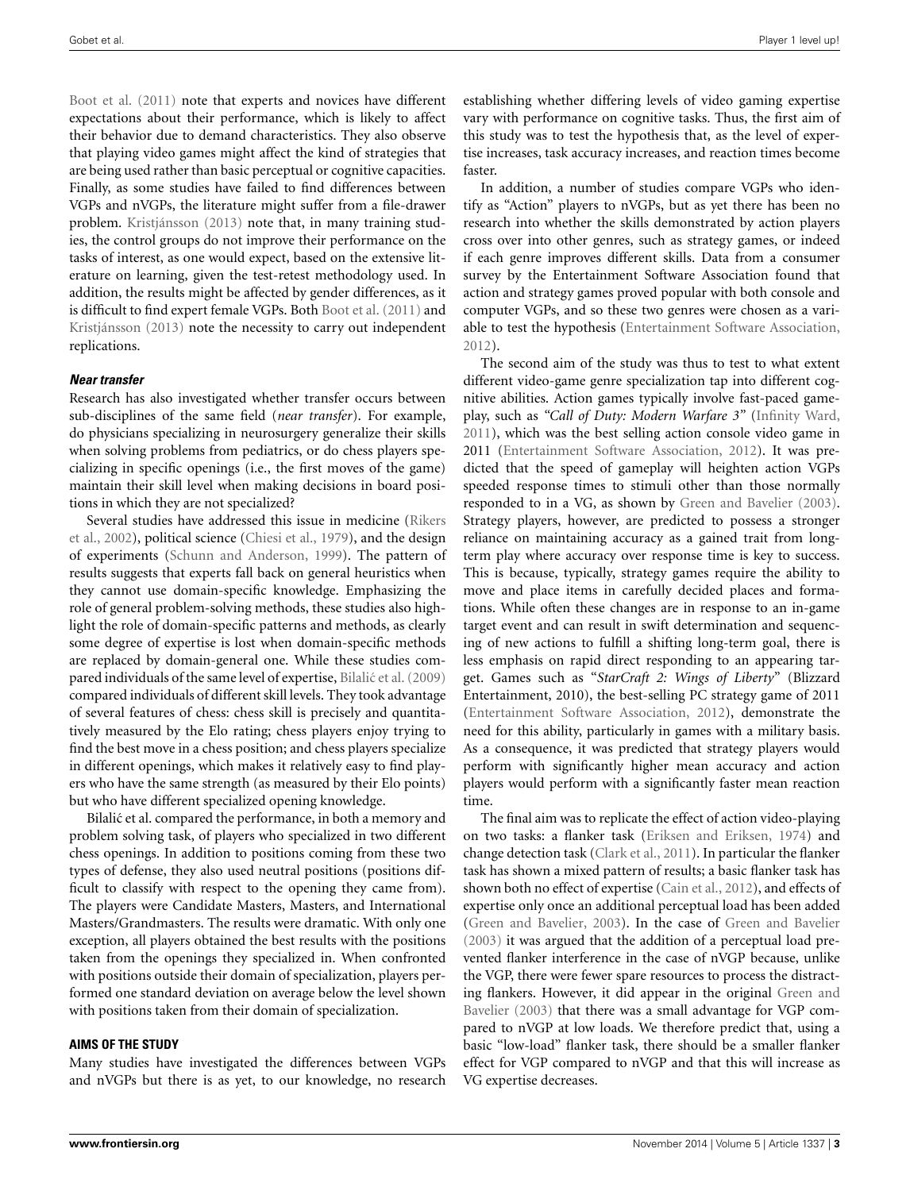Boot et al. (2011) note that experts and novices have different expectations about their performance, which is likely to affect their behavior due to demand characteristics. They also observe that playing video games might affect the kind of strategies that are being used rather than basic perceptual or cognitive capacities. Finally, as some studies have failed to find differences between VGPs and nVGPs, the literature might suffer from a file-drawer problem. Kristjánsson (2013) note that, in many training studies, the control groups do not improve their performance on the tasks of interest, as one would expect, based on the extensive literature on learning, given the test-retest methodology used. In addition, the results might be affected by gender differences, as it is difficult to find expert female VGPs. Both Boot et al. (2011) and Kristjánsson (2013) note the necessity to carry out independent replications.

### *Near transfer*

Research has also investigated whether transfer occurs between sub-disciplines of the same field (*near transfer*). For example, do physicians specializing in neurosurgery generalize their skills when solving problems from pediatrics, or do chess players specializing in specific openings (i.e., the first moves of the game) maintain their skill level when making decisions in board positions in which they are not specialized?

Several studies have addressed this issue in medicine (Rikers et al., 2002), political science (Chiesi et al., 1979), and the design of experiments (Schunn and Anderson, 1999). The pattern of results suggests that experts fall back on general heuristics when they cannot use domain-specific knowledge. Emphasizing the role of general problem-solving methods, these studies also highlight the role of domain-specific patterns and methods, as clearly some degree of expertise is lost when domain-specific methods are replaced by domain-general one. While these studies compared individuals of the same level of expertise, Bilalić et al. (2009) compared individuals of different skill levels. They took advantage of several features of chess: chess skill is precisely and quantitatively measured by the Elo rating; chess players enjoy trying to find the best move in a chess position; and chess players specialize in different openings, which makes it relatively easy to find players who have the same strength (as measured by their Elo points) but who have different specialized opening knowledge.

Bilalić et al. compared the performance, in both a memory and problem solving task, of players who specialized in two different chess openings. In addition to positions coming from these two types of defense, they also used neutral positions (positions difficult to classify with respect to the opening they came from). The players were Candidate Masters, Masters, and International Masters/Grandmasters. The results were dramatic. With only one exception, all players obtained the best results with the positions taken from the openings they specialized in. When confronted with positions outside their domain of specialization, players performed one standard deviation on average below the level shown with positions taken from their domain of specialization.

## AIMS OF THE STUDY

Many studies have investigated the differences between VGPs and nVGPs but there is as yet, to our knowledge, no research establishing whether differing levels of video gaming expertise vary with performance on cognitive tasks. Thus, the first aim of this study was to test the hypothesis that, as the level of expertise increases, task accuracy increases, and reaction times become faster.

In addition, a number of studies compare VGPs who identify as "Action" players to nVGPs, but as yet there has been no research into whether the skills demonstrated by action players cross over into other genres, such as strategy games, or indeed if each genre improves different skills. Data from a consumer survey by the Entertainment Software Association found that action and strategy games proved popular with both console and computer VGPs, and so these two genres were chosen as a variable to test the hypothesis (Entertainment Software Association, 2012).

The second aim of the study was thus to test to what extent different video-game genre specialization tap into different cognitive abilities. Action games typically involve fast-paced gameplay, such as *"Call of Duty: Modern Warfare 3"* (Infinity Ward, 2011), which was the best selling action console video game in 2011 (Entertainment Software Association, 2012). It was predicted that the speed of gameplay will heighten action VGPs speeded response times to stimuli other than those normally responded to in a VG, as shown by Green and Bavelier (2003). Strategy players, however, are predicted to possess a stronger reliance on maintaining accuracy as a gained trait from long-term play where accuracy over response time is key to success. This is because, typically, strategy games require the ability to move and place items in carefully decided places and formations. While often these changes are in response to an in-game target event and can result in swift determination and sequencing of new actions to fulfill a shifting long-term goal, there is less emphasis on rapid direct responding to an appearing target. Games such as "*StarCraft 2: Wings of Liberty*" (Blizzard Entertainment, 2010), the best-selling PC strategy game of 2011 (Entertainment Software Association, 2012), demonstrate the need for this ability, particularly in games with a military basis. As a consequence, it was predicted that strategy players would perform with significantly higher mean accuracy and action players would perform with a significantly faster mean reaction time.

The final aim was to replicate the effect of action video-playing on two tasks: a flanker task (Eriksen and Eriksen, 1974) and change detection task (Clark et al., 2011). In particular the flanker task has shown a mixed pattern of results; a basic flanker task has shown both no effect of expertise (Cain et al., 2012), and effects of expertise only once an additional perceptual load has been added (Green and Bavelier, 2003). In the case of Green and Bavelier (2003) it was argued that the addition of a perceptual load prevented flanker interference in the case of nVGP because, unlike the VGP, there were fewer spare resources to process the distracting flankers. However, it did appear in the original Green and Bavelier (2003) that there was a small advantage for VGP compared to nVGP at low loads. We therefore predict that, using a basic "low-load" flanker task, there should be a smaller flanker effect for VGP compared to nVGP and that this will increase as VG expertise decreases.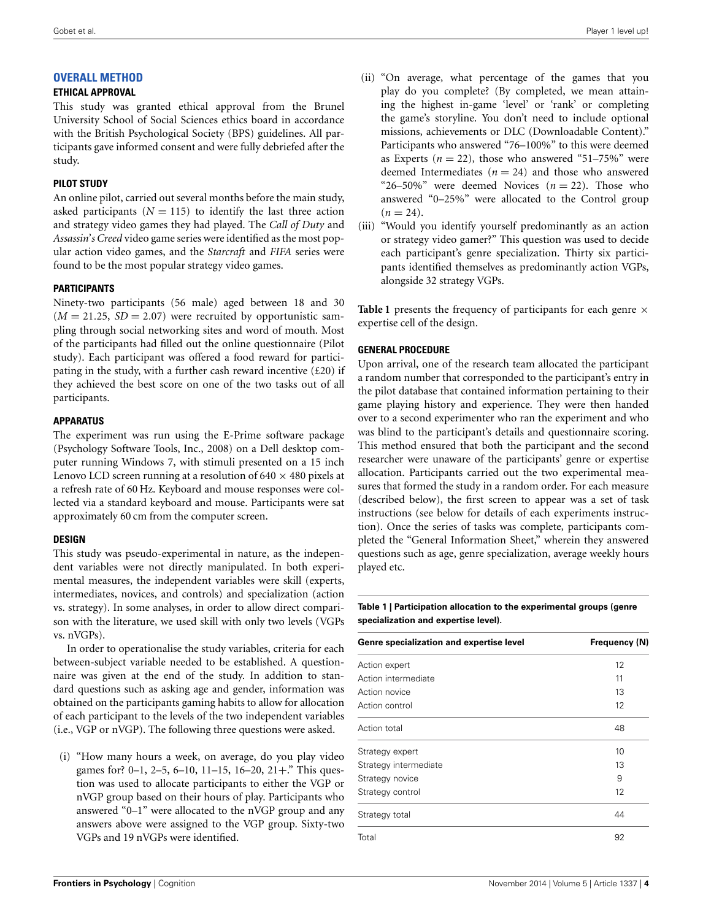## OVERALL METHOD

### ETHICAL APPROVAL

This study was granted ethical approval from the Brunel University School of Social Sciences ethics board in accordance with the British Psychological Society (BPS) guidelines. All participants gave informed consent and were fully debriefed after the study.

### PILOT STUDY

An online pilot, carried out several months before the main study, asked participants ($N = 115$) to identify the last three action and strategy video games they had played. The *Call of Duty* and *Assassin's Creed* video game series were identified as the most popular action video games, and the *Starcraft* and *FIFA* series were found to be the most popular strategy video games.

### PARTICIPANTS

Ninety-two participants (56 male) aged between 18 and 30 ($M = 21.25$, $SD = 2.07$) were recruited by opportunistic sampling through social networking sites and word of mouth. Most of the participants had filled out the online questionnaire (Pilot study). Each participant was offered a food reward for participating in the study, with a further cash reward incentive (£20) if they achieved the best score on one of the two tasks out of all participants.

### APPARATUS

The experiment was run using the E-Prime software package (Psychology Software Tools, Inc., 2008) on a Dell desktop computer running Windows 7, with stimuli presented on a 15 inch Lenovo LCD screen running at a resolution of 640 × 480 pixels at a refresh rate of 60 Hz. Keyboard and mouse responses were collected via a standard keyboard and mouse. Participants were sat approximately 60 cm from the computer screen.

### DESIGN

This study was pseudo-experimental in nature, as the independent variables were not directly manipulated. In both experimental measures, the independent variables were skill (experts, intermediates, novices, and controls) and specialization (action vs. strategy). In some analyses, in order to allow direct comparison with the literature, we used skill with only two levels (VGPs vs. nVGPs).

In order to operationalise the study variables, criteria for each between-subject variable needed to be established. A questionnaire was given at the end of the study. In addition to standard questions such as asking age and gender, information was obtained on the participants gaming habits to allow for allocation of each participant to the levels of the two independent variables (i.e., VGP or nVGP). The following three questions were asked.

(i) "How many hours a week, on average, do you play video games for? 0–1, 2–5, 6–10, 11–15, 16–20, 21+." This question was used to allocate participants to either the VGP or nVGP group based on their hours of play. Participants who answered "0–1" were allocated to the nVGP group and any answers above were assigned to the VGP group. Sixty-two VGPs and 19 nVGPs were identified.

(ii) "On average, what percentage of the games that you play do you complete? (By completed, we mean attaining the highest in-game 'level' or 'rank' or completing the game's storyline. You don't need to include optional missions, achievements or DLC (Downloadable Content)." Participants who answered "76–100%" to this were deemed as Experts ($n = 22$), those who answered "51–75%" were deemed Intermediates ($n = 24$) and those who answered "26–50%" were deemed Novices ($n = 22$). Those who answered "0–25%" were allocated to the Control group ($n = 24$).

(iii) "Would you identify yourself predominantly as an action or strategy video gamer?" This question was used to decide each participant's genre specialization. Thirty six participants identified themselves as predominantly action VGPs, alongside 32 strategy VGPs.

**Table 1** presents the frequency of participants for each genre × expertise cell of the design.

### GENERAL PROCEDURE

Upon arrival, one of the research team allocated the participant a random number that corresponded to the participant's entry in the pilot database that contained information pertaining to their game playing history and experience. They were then handed over to a second experimenter who ran the experiment and who was blind to the participant's details and questionnaire scoring. This method ensured that both the participant and the second researcher were unaware of the participants' genre or expertise allocation. Participants carried out the two experimental measures that formed the study in a random order. For each measure (described below), the first screen to appear was a set of task instructions (see below for details of each experiments instruction). Once the series of tasks was complete, participants completed the "General Information Sheet," wherein they answered questions such as age, genre specialization, average weekly hours played etc.

**Table 1 | Participation allocation to the experimental groups (genre specialization and expertise level).**

| Genre specialization and expertise level | Frequency (N) |
|---|---|
| Action expert | 12 |
| Action intermediate | 11 |
| Action novice | 13 |
| Action control | 12 |
| Action total | 48 |
| Strategy expert | 10 |
| Strategy intermediate | 13 |
| Strategy novice | 9 |
| Strategy control | 12 |
| Strategy total | 44 |
| Total | 92 |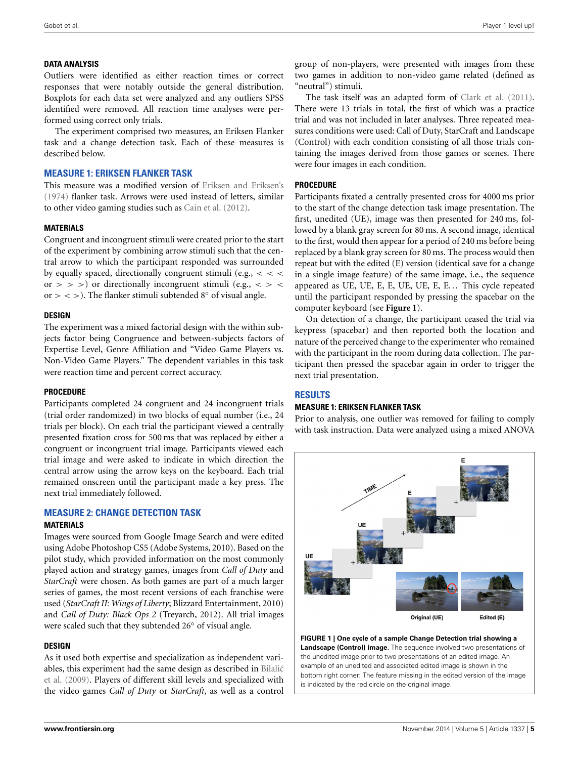### DATA ANALYSIS

Outliers were identified as either reaction times or correct responses that were notably outside the general distribution. Boxplots for each data set were analyzed and any outliers SPSS identified were removed. All reaction time analyses were performed using correct only trials.

The experiment comprised two measures, an Eriksen Flanker task and a change detection task. Each of these measures is described below.

## MEASURE 1: ERIKSEN FLANKER TASK

This measure was a modified version of Eriksen and Eriksen's (1974) flanker task. Arrows were used instead of letters, similar to other video gaming studies such as Cain et al. (2012).

### MATERIALS

Congruent and incongruent stimuli were created prior to the start of the experiment by combining arrow stimuli such that the central arrow to which the participant responded was surrounded by equally spaced, directionally congruent stimuli (e.g., < < < or > > >) or directionally incongruent stimuli (e.g., < > < or > < >). The flanker stimuli subtended 8° of visual angle.

### DESIGN

The experiment was a mixed factorial design with the within subjects factor being Congruence and between-subjects factors of Expertise Level, Genre Affiliation and "Video Game Players vs. Non-Video Game Players." The dependent variables in this task were reaction time and percent correct accuracy.

### PROCEDURE

Participants completed 24 congruent and 24 incongruent trials (trial order randomized) in two blocks of equal number (i.e., 24 trials per block). On each trial the participant viewed a centrally presented fixation cross for 500 ms that was replaced by either a congruent or incongruent trial image. Participants viewed each trial image and were asked to indicate in which direction the central arrow using the arrow keys on the keyboard. Each trial remained onscreen until the participant made a key press. The next trial immediately followed.

## MEASURE 2: CHANGE DETECTION TASK

### MATERIALS

Images were sourced from Google Image Search and were edited using Adobe Photoshop CS5 (Adobe Systems, 2010). Based on the pilot study, which provided information on the most commonly played action and strategy games, images from *Call of Duty* and *StarCraft* were chosen. As both games are part of a much larger series of games, the most recent versions of each franchise were used (*StarCraft II: Wings of Liberty*; Blizzard Entertainment, 2010) and *Call of Duty: Black Ops 2* (Treyarch, 2012). All trial images were scaled such that they subtended 26° of visual angle.

### DESIGN

As it used both expertise and specialization as independent variables, this experiment had the same design as described in Bilalić et al. (2009). Players of different skill levels and specialized with the video games *Call of Duty* or *StarCraft*, as well as a control group of non-players, were presented with images from these two games in addition to non-video game related (defined as "neutral") stimuli.

The task itself was an adapted form of Clark et al. (2011). There were 13 trials in total, the first of which was a practice trial and was not included in later analyses. Three repeated measures conditions were used: Call of Duty, StarCraft and Landscape (Control) with each condition consisting of all those trials containing the images derived from those games or scenes. There were four images in each condition.

### PROCEDURE

Participants fixated a centrally presented cross for 4000 ms prior to the start of the change detection task image presentation. The first, unedited (UE), image was then presented for 240 ms, followed by a blank gray screen for 80 ms. A second image, identical to the first, would then appear for a period of 240 ms before being replaced by a blank gray screen for 80 ms. The process would then repeat but with the edited (E) version (identical save for a change in a single image feature) of the same image, i.e., the sequence appeared as UE, UE, E, E, UE, UE, E, E... This cycle repeated until the participant responded by pressing the spacebar on the computer keyboard (see **Figure 1**).

On detection of a change, the participant ceased the trial via keypress (spacebar) and then reported both the location and nature of the perceived change to the experimenter who remained with the participant in the room during data collection. The participant then pressed the spacebar again in order to trigger the next trial presentation.

## RESULTS

### MEASURE 1: ERIKSEN FLANKER TASK

Prior to analysis, one outlier was removed for failing to comply with task instruction. Data were analyzed using a mixed ANOVA

**FIGURE 1 | One cycle of a sample Change Detection trial showing a Landscape (Control) image.** The sequence involved two presentations of the unedited image prior to two presentations of an edited image. An example of an unedited and associated edited image is shown in the bottom right corner: The feature missing in the edited version of the image is indicated by the red circle on the original image.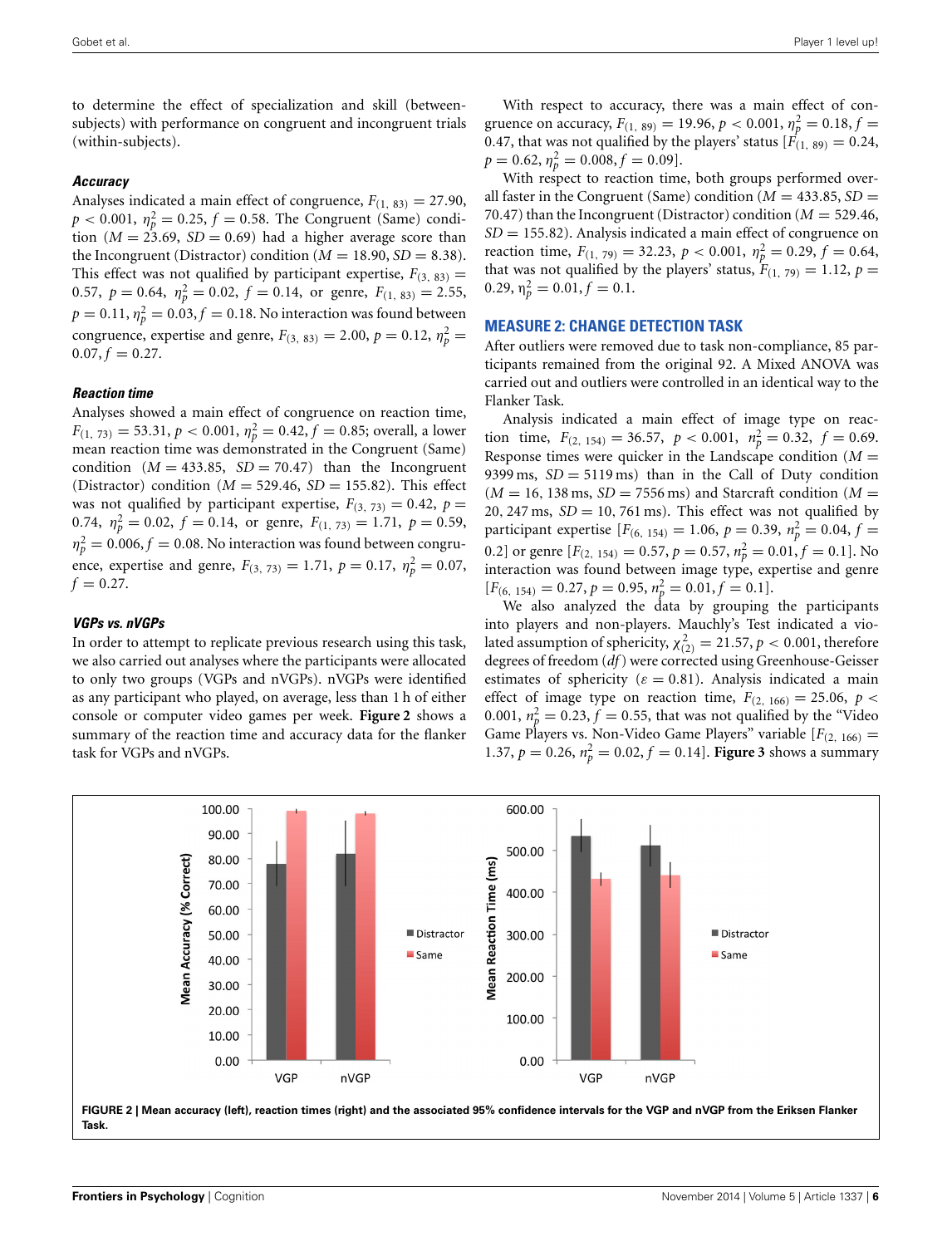to determine the effect of specialization and skill (between-subjects) with performance on congruent and incongruent trials (within-subjects).

#### *Accuracy*

Analyses indicated a main effect of congruence, $F_{(1,\ 83)} = 27.90$, $p < 0.001$, $\eta_p^2 = 0.25$, $f = 0.58$. The Congruent (Same) condition ($M = 23.69$, $SD = 0.69$) had a higher average score than the Incongruent (Distractor) condition ($M = 18.90$, $SD = 8.38$). This effect was not qualified by participant expertise, $F_{(3,\ 83)} = 0.57$, $p = 0.64$, $\eta_p^2 = 0.02$, $f = 0.14$, or genre, $F_{(1,\ 83)} = 2.55$, $p = 0.11$, $\eta_p^2 = 0.03$, $f = 0.18$. No interaction was found between congruence, expertise and genre, $F_{(3,\ 83)} = 2.00$, $p = 0.12$, $\eta_p^2 = 0.07$, $f = 0.27$.

#### *Reaction time*

Analyses showed a main effect of congruence on reaction time, $F_{(1,\ 73)} = 53.31$, $p < 0.001$, $\eta_p^2 = 0.42$, $f = 0.85$; overall, a lower mean reaction time was demonstrated in the Congruent (Same) condition ($M = 433.85$, $SD = 70.47$) than the Incongruent (Distractor) condition ($M = 529.46$, $SD = 155.82$). This effect was not qualified by participant expertise, $F_{(3,\ 73)} = 0.42$, $p = 0.74$, $\eta_p^2 = 0.02$, $f = 0.14$, or genre, $F_{(1,\ 73)} = 1.71$, $p = 0.59$, $\eta_p^2 = 0.006$, $f = 0.08$. No interaction was found between congruence, expertise and genre, $F_{(3,\ 73)} = 1.71$, $p = 0.17$, $\eta_p^2 = 0.07$, $f = 0.27$.

#### *VGPs vs. nVGPs*

In order to attempt to replicate previous research using this task, we also carried out analyses where the participants were allocated to only two groups (VGPs and nVGPs). nVGPs were identified as any participant who played, on average, less than 1 h of either console or computer video games per week. **Figure 2** shows a summary of the reaction time and accuracy data for the flanker task for VGPs and nVGPs.

With respect to accuracy, there was a main effect of congruence on accuracy, $F_{(1,\ 89)} = 19.96$, $p < 0.001$, $\eta_p^2 = 0.18$, $f = 0.47$, that was not qualified by the players' status [$F_{(1,\ 89)} = 0.24$, $p = 0.62$, $\eta_p^2 = 0.008$, $f = 0.09$].

With respect to reaction time, both groups performed overall faster in the Congruent (Same) condition ($M = 433.85$, $SD = 70.47$) than the Incongruent (Distractor) condition ($M = 529.46$, $SD = 155.82$). Analysis indicated a main effect of congruence on reaction time, $F_{(1,\ 79)} = 32.23$, $p < 0.001$, $\eta_p^2 = 0.29$, $f = 0.64$, that was not qualified by the players' status, $F_{(1,\ 79)} = 1.12$, $p = 0.29$, $\eta_p^2 = 0.01$, $f = 0.1$.

## MEASURE 2: CHANGE DETECTION TASK

After outliers were removed due to task non-compliance, 85 participants remained from the original 92. A Mixed ANOVA was carried out and outliers were controlled in an identical way to the Flanker Task.

Analysis indicated a main effect of image type on reaction time, $F_{(2,\ 154)} = 36.57$, $p < 0.001$, $\eta_p^2 = 0.32$, $f = 0.69$. Response times were quicker in the Landscape condition ($M = 9399$ ms, $SD = 5119$ ms) than in the Call of Duty condition ($M = 16,138$ ms, $SD = 7556$ ms) and Starcraft condition ($M = 20,247$ ms, $SD = 10,761$ ms). This effect was not qualified by participant expertise [$F_{(6,\ 154)} = 1.06$, $p = 0.39$, $\eta_p^2 = 0.04$, $f = 0.2$] or genre [$F_{(2,\ 154)} = 0.57$, $p = 0.57$, $\eta_p^2 = 0.01$, $f = 0.1$]. No interaction was found between image type, expertise and genre [$F_{(6,\ 154)} = 0.27$, $p = 0.95$, $\eta_p^2 = 0.01$, $f = 0.1$].

We also analyzed the data by grouping the participants into players and non-players. Mauchly's Test indicated a violated assumption of sphericity, $\chi^2_{(2)} = 21.57$, $p < 0.001$, therefore degrees of freedom ($df$) were corrected using Greenhouse-Geisser estimates of sphericity ($\varepsilon = 0.81$). Analysis indicated a main effect of image type on reaction time, $F_{(2,\ 166)} = 25.06$, $p < 0.001$, $\eta_p^2 = 0.23$, $f = 0.55$, that was not qualified by the "Video Game Players vs. Non-Video Game Players" variable [$F_{(2,\ 166)} = 1.37$, $p = 0.26$, $\eta_p^2 = 0.02$, $f = 0.14$]. **Figure 3** shows a summary

**FIGURE 2 | Mean accuracy (left), reaction times (right) and the associated 95% confidence intervals for the VGP and nVGP from the Eriksen Flanker Task.**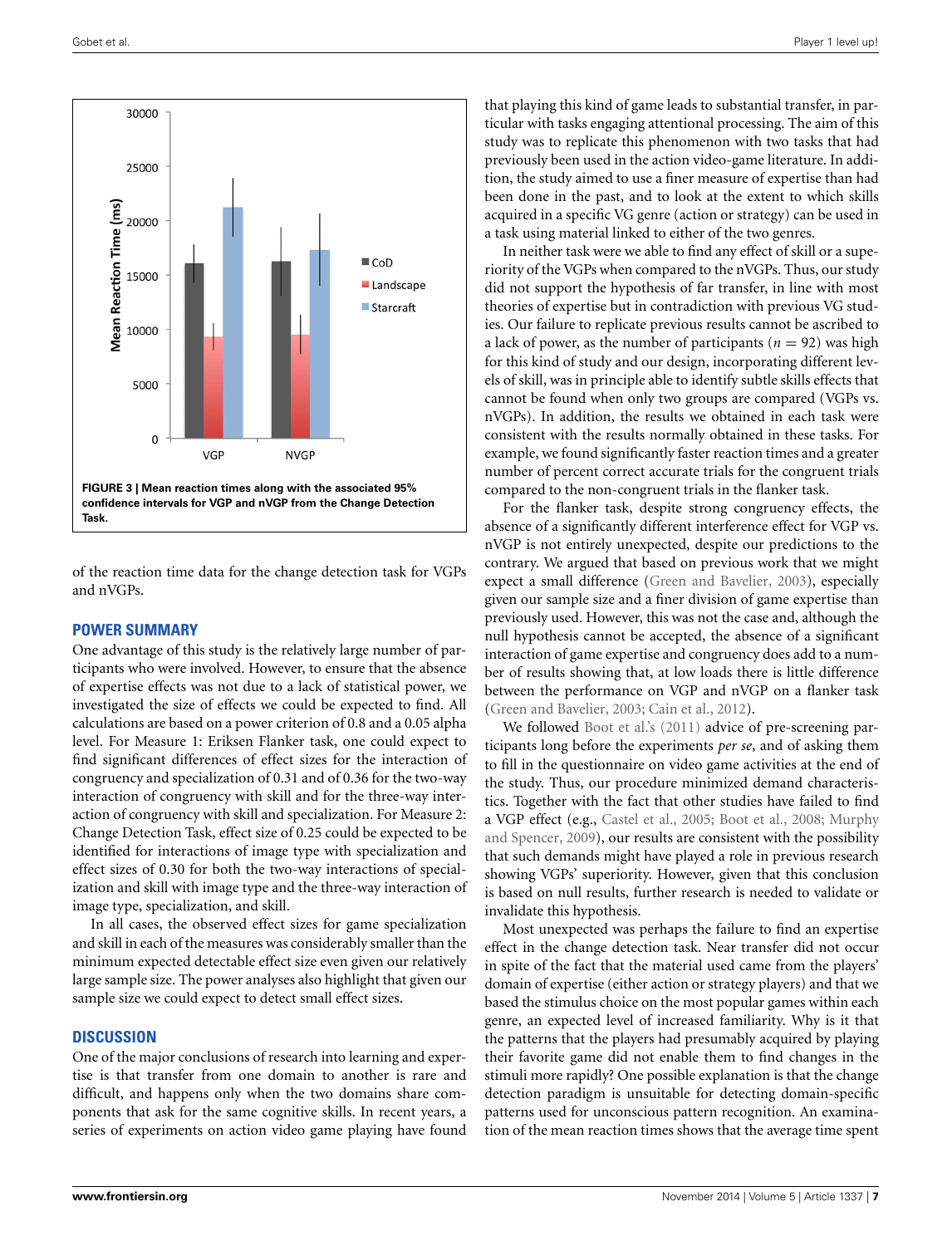FIGURE 3 | Mean reaction times along with the associated 95% confidence intervals for VGP and nVGP from the Change Detection Task.

of the reaction time data for the change detection task for VGPs and nVGPs.

## POWER SUMMARY

One advantage of this study is the relatively large number of participants who were involved. However, to ensure that the absence of expertise effects was not due to a lack of statistical power, we investigated the size of effects we could be expected to find. All calculations are based on a power criterion of 0.8 and a 0.05 alpha level. For Measure 1: Eriksen Flanker task, one could expect to find significant differences of effect sizes for the interaction of congruency and specialization of 0.31 and of 0.36 for the two-way interaction of congruency with skill and for the three-way interaction of congruency with skill and specialization. For Measure 2: Change Detection Task, effect size of 0.25 could be expected to be identified for interactions of image type with specialization and effect sizes of 0.30 for both the two-way interactions of specialization and skill with image type and the three-way interaction of image type, specialization, and skill.

In all cases, the observed effect sizes for game specialization and skill in each of the measures was considerably smaller than the minimum expected detectable effect size even given our relatively large sample size. The power analyses also highlight that given our sample size we could expect to detect small effect sizes.

## DISCUSSION

One of the major conclusions of research into learning and expertise is that transfer from one domain to another is rare and difficult, and happens only when the two domains share components that ask for the same cognitive skills. In recent years, a series of experiments on action video game playing have found that playing this kind of game leads to substantial transfer, in particular with tasks engaging attentional processing. The aim of this study was to replicate this phenomenon with two tasks that had previously been used in the action video-game literature. In addition, the study aimed to use a finer measure of expertise than had been done in the past, and to look at the extent to which skills acquired in a specific VG genre (action or strategy) can be used in a task using material linked to either of the two genres.

In neither task were we able to find any effect of skill or a superiority of the VGPs when compared to the nVGPs. Thus, our study did not support the hypothesis of far transfer, in line with most theories of expertise but in contradiction with previous VG studies. Our failure to replicate previous results cannot be ascribed to a lack of power, as the number of participants ($n = 92$) was high for this kind of study and our design, incorporating different levels of skill, was in principle able to identify subtle skills effects that cannot be found when only two groups are compared (VGPs vs. nVGPs). In addition, the results we obtained in each task were consistent with the results normally obtained in these tasks. For example, we found significantly faster reaction times and a greater number of percent correct accurate trials for the congruent trials compared to the non-congruent trials in the flanker task.

For the flanker task, despite strong congruency effects, the absence of a significantly different interference effect for VGP vs. nVGP is not entirely unexpected, despite our predictions to the contrary. We argued that based on previous work that we might expect a small difference (Green and Bavelier, 2003), especially given our sample size and a finer division of game expertise than previously used. However, this was not the case and, although the null hypothesis cannot be accepted, the absence of a significant interaction of game expertise and congruency does add to a number of results showing that, at low loads there is little difference between the performance on VGP and nVGP on a flanker task (Green and Bavelier, 2003; Cain et al., 2012).

We followed Boot et al.'s (2011) advice of pre-screening participants long before the experiments *per se*, and of asking them to fill in the questionnaire on video game activities at the end of the study. Thus, our procedure minimized demand characteristics. Together with the fact that other studies have failed to find a VGP effect (e.g., Castel et al., 2005; Boot et al., 2008; Murphy and Spencer, 2009), our results are consistent with the possibility that such demands might have played a role in previous research showing VGPs' superiority. However, given that this conclusion is based on null results, further research is needed to validate or invalidate this hypothesis.

Most unexpected was perhaps the failure to find an expertise effect in the change detection task. Near transfer did not occur in spite of the fact that the material used came from the players' domain of expertise (either action or strategy players) and that we based the stimulus choice on the most popular games within each genre, an expected level of increased familiarity. Why is it that the patterns that the players had presumably acquired by playing their favorite game did not enable them to find changes in the stimuli more rapidly? One possible explanation is that the change detection paradigm is unsuitable for detecting domain-specific patterns used for unconscious pattern recognition. An examination of the mean reaction times shows that the average time spent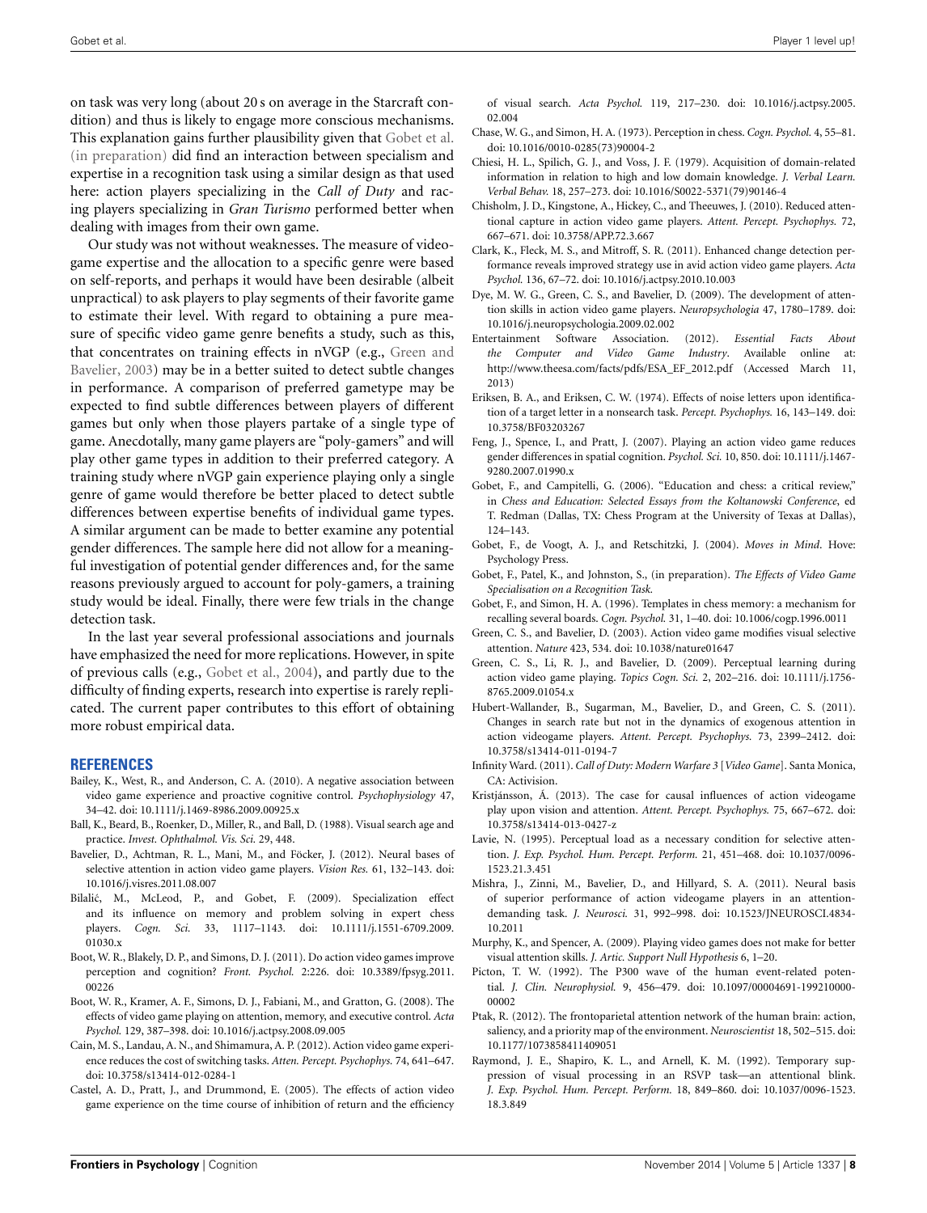on task was very long (about 20 s on average in the Starcraft condition) and thus is likely to engage more conscious mechanisms. This explanation gains further plausibility given that Gobet et al. (in preparation) did find an interaction between specialism and expertise in a recognition task using a similar design as that used here: action players specializing in the *Call of Duty* and racing players specializing in *Gran Turismo* performed better when dealing with images from their own game.

Our study was not without weaknesses. The measure of videogame expertise and the allocation to a specific genre were based on self-reports, and perhaps it would have been desirable (albeit unpractical) to ask players to play segments of their favorite game to estimate their level. With regard to obtaining a pure measure of specific video game genre benefits a study, such as this, that concentrates on training effects in nVGP (e.g., Green and Bavelier, 2003) may be in a better suited to detect subtle changes in performance. A comparison of preferred gametype may be expected to find subtle differences between players of different games but only when those players partake of a single type of game. Anecdotally, many game players are "poly-gamers" and will play other game types in addition to their preferred category. A training study where nVGP gain experience playing only a single genre of game would therefore be better placed to detect subtle differences between expertise benefits of individual game types. A similar argument can be made to better examine any potential gender differences. The sample here did not allow for a meaningful investigation of potential gender differences and, for the same reasons previously argued to account for poly-gamers, a training study would be ideal. Finally, there were few trials in the change detection task.

In the last year several professional associations and journals have emphasized the need for more replications. However, in spite of previous calls (e.g., Gobet et al., 2004), and partly due to the difficulty of finding experts, research into expertise is rarely replicated. The current paper contributes to this effort of obtaining more robust empirical data.

## REFERENCES

Bailey, K., West, R., and Anderson, C. A. (2010). A negative association between video game experience and proactive cognitive control. *Psychophysiology* 47, 34–42. doi: 10.1111/j.1469-8986.2009.00925.x

Ball, K., Beard, B., Roenker, D., Miller, R., and Ball, D. (1988). Visual search age and practice. *Invest. Ophthalmol. Vis. Sci.* 29, 448.

Bavelier, D., Achtman, R. L., Mani, M., and Föcker, J. (2012). Neural bases of selective attention in action video game players. *Vision Res.* 61, 132–143. doi: 10.1016/j.visres.2011.08.007

Bilalić, M., McLeod, P., and Gobet, F. (2009). Specialization effect and its influence on memory and problem solving in expert chess players. *Cogn. Sci.* 33, 1117–1143. doi: 10.1111/j.1551-6709.2009.01030.x

Boot, W. R., Blakely, D. P., and Simons, D. J. (2011). Do action video games improve perception and cognition? *Front. Psychol.* 2:226. doi: 10.3389/fpsyg.2011.00226

Boot, W. R., Kramer, A. F., Simons, D. J., Fabiani, M., and Gratton, G. (2008). The effects of video game playing on attention, memory, and executive control. *Acta Psychol.* 129, 387–398. doi: 10.1016/j.actpsy.2008.09.005

Cain, M. S., Landau, A. N., and Shimamura, A. P. (2012). Action video game experience reduces the cost of switching tasks. *Atten. Percept. Psychophys.* 74, 641–647. doi: 10.3758/s13414-012-0284-1

Castel, A. D., Pratt, J., and Drummond, E. (2005). The effects of action video game experience on the time course of inhibition of return and the efficiency of visual search. *Acta Psychol.* 119, 217–230. doi: 10.1016/j.actpsy.2005.02.004

Chase, W. G., and Simon, H. A. (1973). Perception in chess. *Cogn. Psychol.* 4, 55–81. doi: 10.1016/0010-0285(73)90004-2

Chiesi, H. L., Spilich, G. J., and Voss, J. F. (1979). Acquisition of domain-related information in relation to high and low domain knowledge. *J. Verbal Learn. Verbal Behav.* 18, 257–273. doi: 10.1016/S0022-5371(79)90146-4

Chisholm, J. D., Kingstone, A., Hickey, C., and Theeuwes, J. (2010). Reduced attentional capture in action video game players. *Attent. Percept. Psychophys.* 72, 667–671. doi: 10.3758/APP.72.3.667

Clark, K., Fleck, M. S., and Mitroff, S. R. (2011). Enhanced change detection performance reveals improved strategy use in avid action video game players. *Acta Psychol.* 136, 67–72. doi: 10.1016/j.actpsy.2010.10.003

Dye, M. W. G., Green, C. S., and Bavelier, D. (2009). The development of attention skills in action video game players. *Neuropsychologia* 47, 1780–1789. doi: 10.1016/j.neuropsychologia.2009.02.002

Entertainment Software Association. (2012). *Essential Facts About the Computer and Video Game Industry*. Available online at: http://www.theesa.com/facts/pdfs/ESA_EF_2012.pdf (Accessed March 11, 2013)

Eriksen, B. A., and Eriksen, C. W. (1974). Effects of noise letters upon identification of a target letter in a nonsearch task. *Percept. Psychophys.* 16, 143–149. doi: 10.3758/BF03203267

Feng, J., Spence, I., and Pratt, J. (2007). Playing an action video game reduces gender differences in spatial cognition. *Psychol. Sci.* 10, 850. doi: 10.1111/j.1467-9280.2007.01990.x

Gobet, F., and Campitelli, G. (2006). "Education and chess: a critical review," in *Chess and Education: Selected Essays from the Koltanowski Conference*, ed T. Redman (Dallas, TX: Chess Program at the University of Texas at Dallas), 124–143.

Gobet, F., de Voogt, A. J., and Retschitzki, J. (2004). *Moves in Mind*. Hove: Psychology Press.

Gobet, F., Patel, K., and Johnston, S., (in preparation). *The Effects of Video Game Specialisation on a Recognition Task.*

Gobet, F., and Simon, H. A. (1996). Templates in chess memory: a mechanism for recalling several boards. *Cogn. Psychol.* 31, 1–40. doi: 10.1006/cogp.1996.0011

Green, C. S., and Bavelier, D. (2003). Action video game modifies visual selective attention. *Nature* 423, 534. doi: 10.1038/nature01647

Green, C. S., Li, R. J., and Bavelier, D. (2009). Perceptual learning during action video game playing. *Topics Cogn. Sci.* 2, 202–216. doi: 10.1111/j.1756-8765.2009.01054.x

Hubert-Wallander, B., Sugarman, M., Bavelier, D., and Green, C. S. (2011). Changes in search rate but not in the dynamics of exogenous attention in action videogame players. *Attent. Percept. Psychophys.* 73, 2399–2412. doi: 10.3758/s13414-011-0194-7

Infinity Ward. (2011). *Call of Duty: Modern Warfare 3* [*Video Game*]. Santa Monica, CA: Activision.

Kristjánsson, Á. (2013). The case for causal influences of action videogame play upon vision and attention. *Attent. Percept. Psychophys.* 75, 667–672. doi: 10.3758/s13414-013-0427-z

Lavie, N. (1995). Perceptual load as a necessary condition for selective attention. *J. Exp. Psychol. Hum. Percept. Perform.* 21, 451–468. doi: 10.1037/0096-1523.21.3.451

Mishra, J., Zinni, M., Bavelier, D., and Hillyard, S. A. (2011). Neural basis of superior performance of action videogame players in an attention-demanding task. *J. Neurosci.* 31, 992–998. doi: 10.1523/JNEUROSCI.4834-10.2011

Murphy, K., and Spencer, A. (2009). Playing video games does not make for better visual attention skills. *J. Artic. Support Null Hypothesis* 6, 1–20.

Picton, T. W. (1992). The P300 wave of the human event-related potential. *J. Clin. Neurophysiol.* 9, 456–479. doi: 10.1097/00004691-199210000-00002

Ptak, R. (2012). The frontoparietal attention network of the human brain: action, saliency, and a priority map of the environment. *Neuroscientist* 18, 502–515. doi: 10.1177/1073858411409051

Raymond, J. E., Shapiro, K. L., and Arnell, K. M. (1992). Temporary suppression of visual processing in an RSVP task—an attentional blink. *J. Exp. Psychol. Hum. Percept. Perform.* 18, 849–860. doi: 10.1037/0096-1523.18.3.849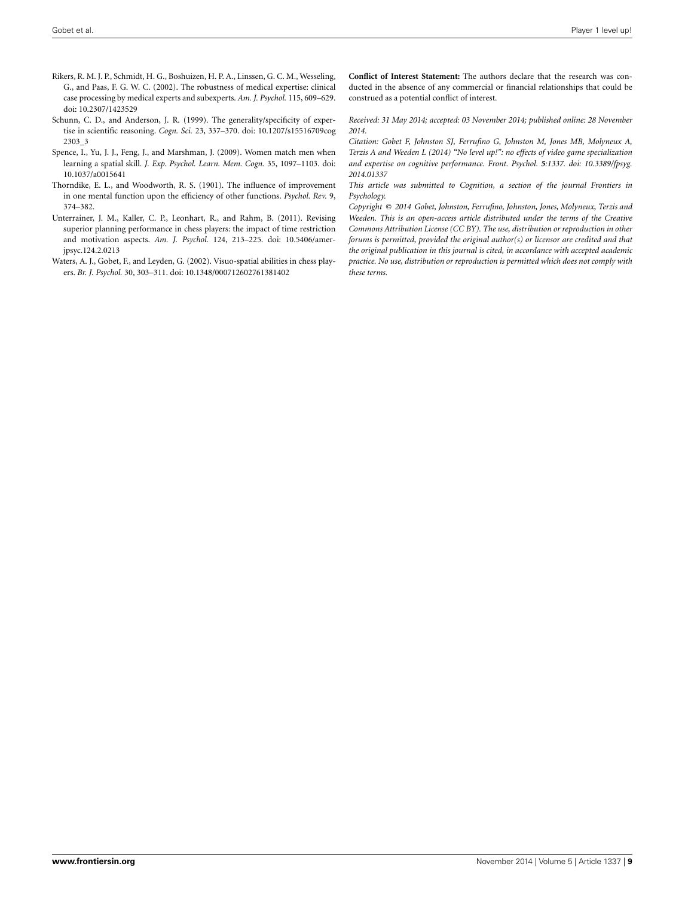Rikers, R. M. J. P., Schmidt, H. G., Boshuizen, H. P. A., Linssen, G. C. M., Wesseling, G., and Paas, F. G. W. C. (2002). The robustness of medical expertise: clinical case processing by medical experts and subexperts. *Am. J. Psychol.* 115, 609–629. doi: 10.2307/1423529

Schunn, C. D., and Anderson, J. R. (1999). The generality/specificity of expertise in scientific reasoning. *Cogn. Sci.* 23, 337–370. doi: 10.1207/s15516709cog2303_3

Spence, I., Yu, J. J., Feng, J., and Marshman, J. (2009). Women match men when learning a spatial skill. *J. Exp. Psychol. Learn. Mem. Cogn.* 35, 1097–1103. doi: 10.1037/a0015641

Thorndike, E. L., and Woodworth, R. S. (1901). The influence of improvement in one mental function upon the efficiency of other functions. *Psychol. Rev.* 9, 374–382.

Unterrainer, J. M., Kaller, C. P., Leonhart, R., and Rahm, B. (2011). Revising superior planning performance in chess players: the impact of time restriction and motivation aspects. *Am. J. Psychol.* 124, 213–225. doi: 10.5406/amerjpsyc.124.2.0213

Waters, A. J., Gobet, F., and Leyden, G. (2002). Visuo-spatial abilities in chess players. *Br. J. Psychol.* 30, 303–311. doi: 10.1348/000712602761381402

**Conflict of Interest Statement:** The authors declare that the research was conducted in the absence of any commercial or financial relationships that could be construed as a potential conflict of interest.

*Received: 31 May 2014; accepted: 03 November 2014; published online: 28 November 2014.*

*Citation: Gobet F, Johnston SJ, Ferrufino G, Johnston M, Jones MB, Molyneux A, Terzis A and Weeden L (2014) "No level up!": no effects of video game specialization and expertise on cognitive performance. Front. Psychol.* ***5****:1337. doi: 10.3389/fpsyg.2014.01337*

*This article was submitted to Cognition, a section of the journal Frontiers in Psychology.*

*Copyright © 2014 Gobet, Johnston, Ferrufino, Johnston, Jones, Molyneux, Terzis and Weeden. This is an open-access article distributed under the terms of the Creative Commons Attribution License (CC BY). The use, distribution or reproduction in other forums is permitted, provided the original author(s) or licensor are credited and that the original publication in this journal is cited, in accordance with accepted academic practice. No use, distribution or reproduction is permitted which does not comply with these terms.*